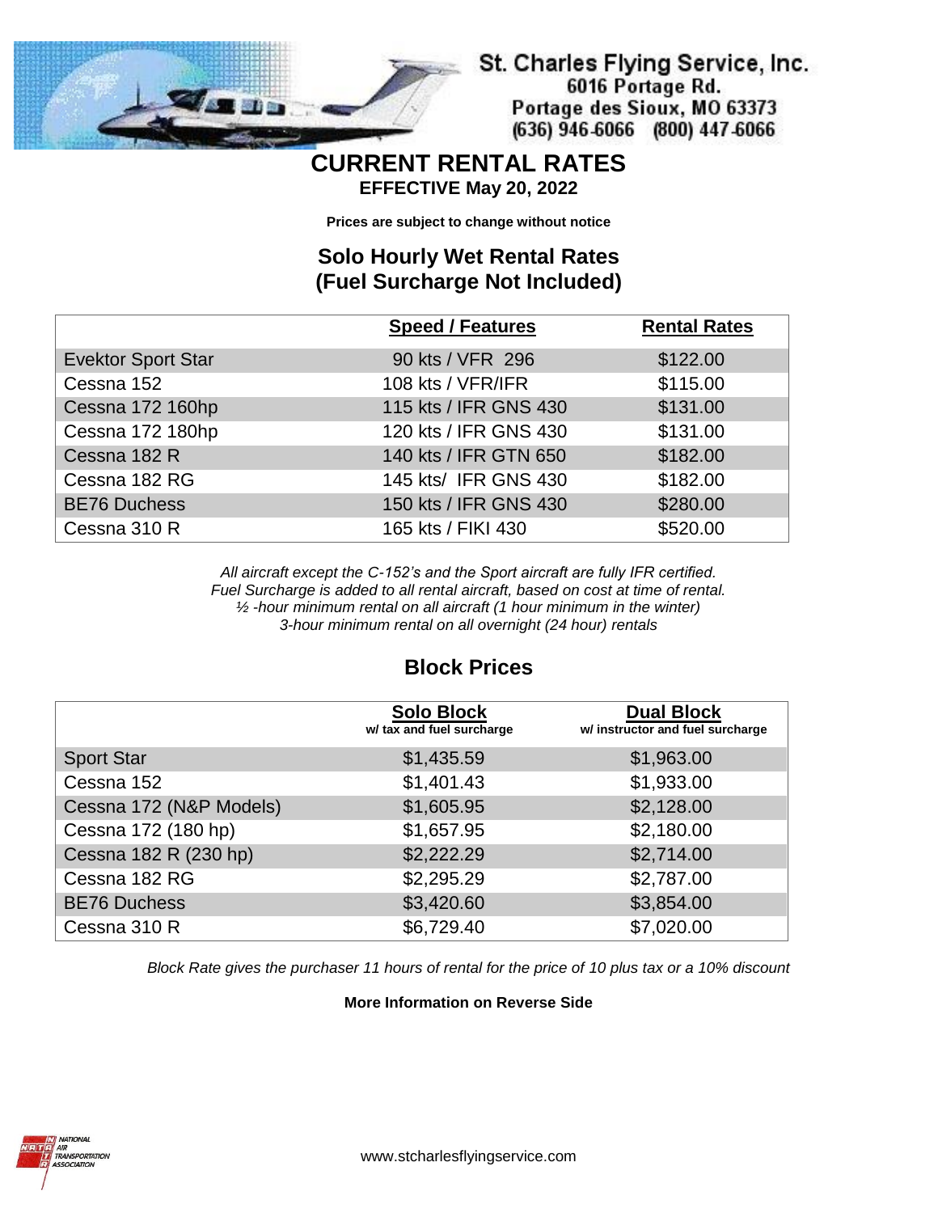St. Charles Flying Service, Inc.
6016 Portage Rd.
Portage des Sioux, MO 63373
(636) 946-6066 (800) 447-6066

# CURRENT RENTAL RATES

**EFFECTIVE May 20, 2022**

**Prices are subject to change without notice**

## Solo Hourly Wet Rental Rates (Fuel Surcharge Not Included)

| | Speed / Features | Rental Rates |
|---|---|---|
| Evektor Sport Star | 90 kts / VFR 296 | $122.00 |
| Cessna 152 | 108 kts / VFR/IFR | $115.00 |
| Cessna 172 160hp | 115 kts / IFR GNS 430 | $131.00 |
| Cessna 172 180hp | 120 kts / IFR GNS 430 | $131.00 |
| Cessna 182 R | 140 kts / IFR GTN 650 | $182.00 |
| Cessna 182 RG | 145 kts/ IFR GNS 430 | $182.00 |
| BE76 Duchess | 150 kts / IFR GNS 430 | $280.00 |
| Cessna 310 R | 165 kts / FIKI 430 | $520.00 |

*All aircraft except the C-152's and the Sport aircraft are fully IFR certified.*
*Fuel Surcharge is added to all rental aircraft, based on cost at time of rental.*
*½ -hour minimum rental on all aircraft (1 hour minimum in the winter)*
*3-hour minimum rental on all overnight (24 hour) rentals*

## Block Prices

| | Solo Block w/ tax and fuel surcharge | Dual Block w/ instructor and fuel surcharge |
|---|---|---|
| Sport Star | $1,435.59 | $1,963.00 |
| Cessna 152 | $1,401.43 | $1,933.00 |
| Cessna 172 (N&P Models) | $1,605.95 | $2,128.00 |
| Cessna 172 (180 hp) | $1,657.95 | $2,180.00 |
| Cessna 182 R (230 hp) | $2,222.29 | $2,714.00 |
| Cessna 182 RG | $2,295.29 | $2,787.00 |
| BE76 Duchess | $3,420.60 | $3,854.00 |
| Cessna 310 R | $6,729.40 | $7,020.00 |

*Block Rate gives the purchaser 11 hours of rental for the price of 10 plus tax or a 10% discount*

**More Information on Reverse Side**

NATIONAL AIR TRANSPORTATION ASSOCIATION

www.stcharlesflyingservice.com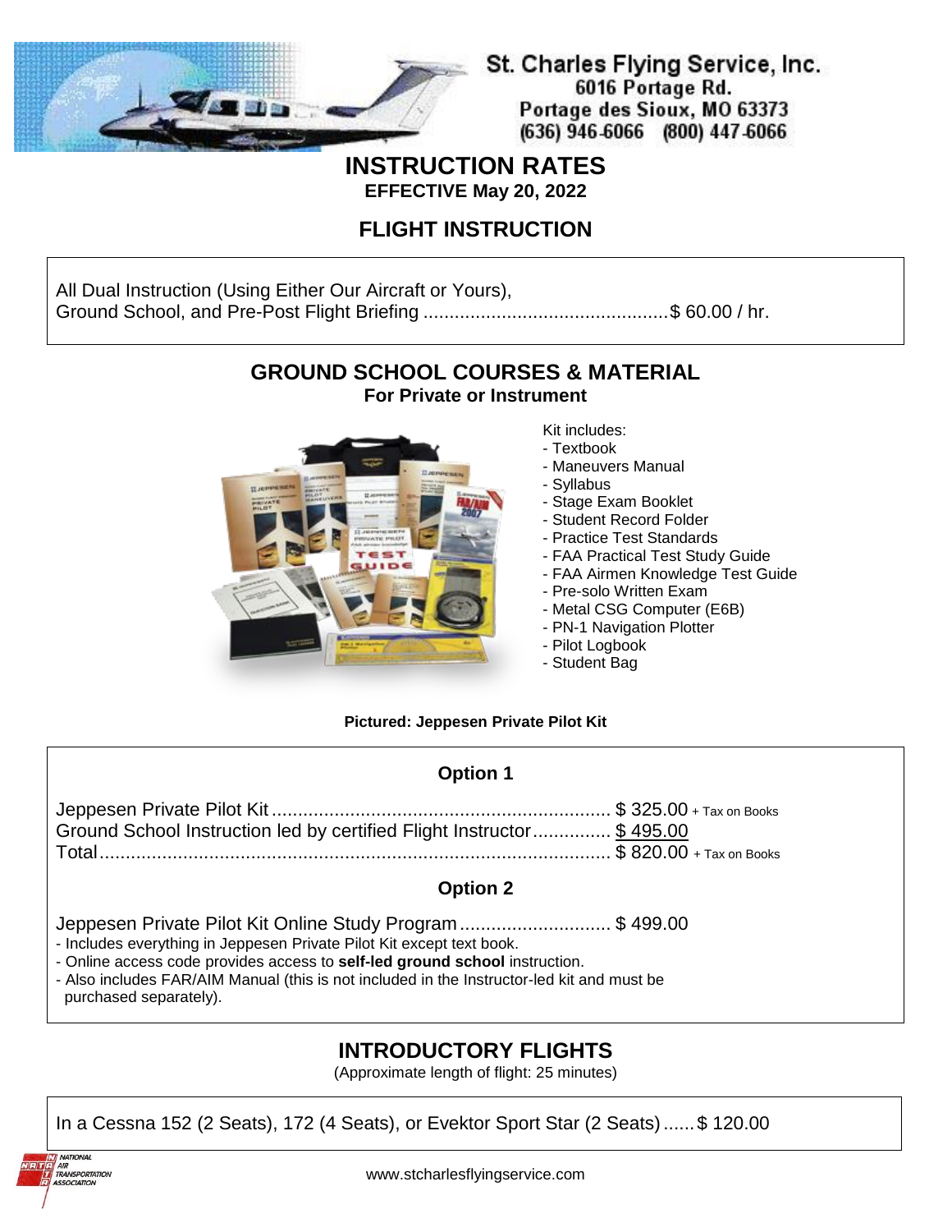St. Charles Flying Service, Inc.
6016 Portage Rd.
Portage des Sioux, MO 63373
(636) 946-6066 (800) 447-6066

# INSTRUCTION RATES

**EFFECTIVE May 20, 2022**

## FLIGHT INSTRUCTION

All Dual Instruction (Using Either Our Aircraft or Yours),
Ground School, and Pre-Post Flight Briefing ............................................... $ 60.00 / hr.

## GROUND SCHOOL COURSES & MATERIAL

**For Private or Instrument**

Kit includes:
- Textbook
- Maneuvers Manual
- Syllabus
- Stage Exam Booklet
- Student Record Folder
- Practice Test Standards
- FAA Practical Test Study Guide
- FAA Airmen Knowledge Test Guide
- Pre-solo Written Exam
- Metal CSG Computer (E6B)
- PN-1 Navigation Plotter
- Pilot Logbook
- Student Bag

**Pictured: Jeppesen Private Pilot Kit**

### Option 1

Jeppesen Private Pilot Kit ................................................................. $ 325.00 + Tax on Books
Ground School Instruction led by certified Flight Instructor............... $ 495.00
Total................................................................................................. $ 820.00 + Tax on Books

### Option 2

Jeppesen Private Pilot Kit Online Study Program ............................ $ 499.00
- Includes everything in Jeppesen Private Pilot Kit except text book.
- Online access code provides access to **self-led ground school** instruction.
- Also includes FAR/AIM Manual (this is not included in the Instructor-led kit and must be purchased separately).

## INTRODUCTORY FLIGHTS

(Approximate length of flight: 25 minutes)

In a Cessna 152 (2 Seats), 172 (4 Seats), or Evektor Sport Star (2 Seats) ...... $ 120.00

NATIONAL AIR TRANSPORTATION ASSOCIATION

www.stcharlesflyingservice.com